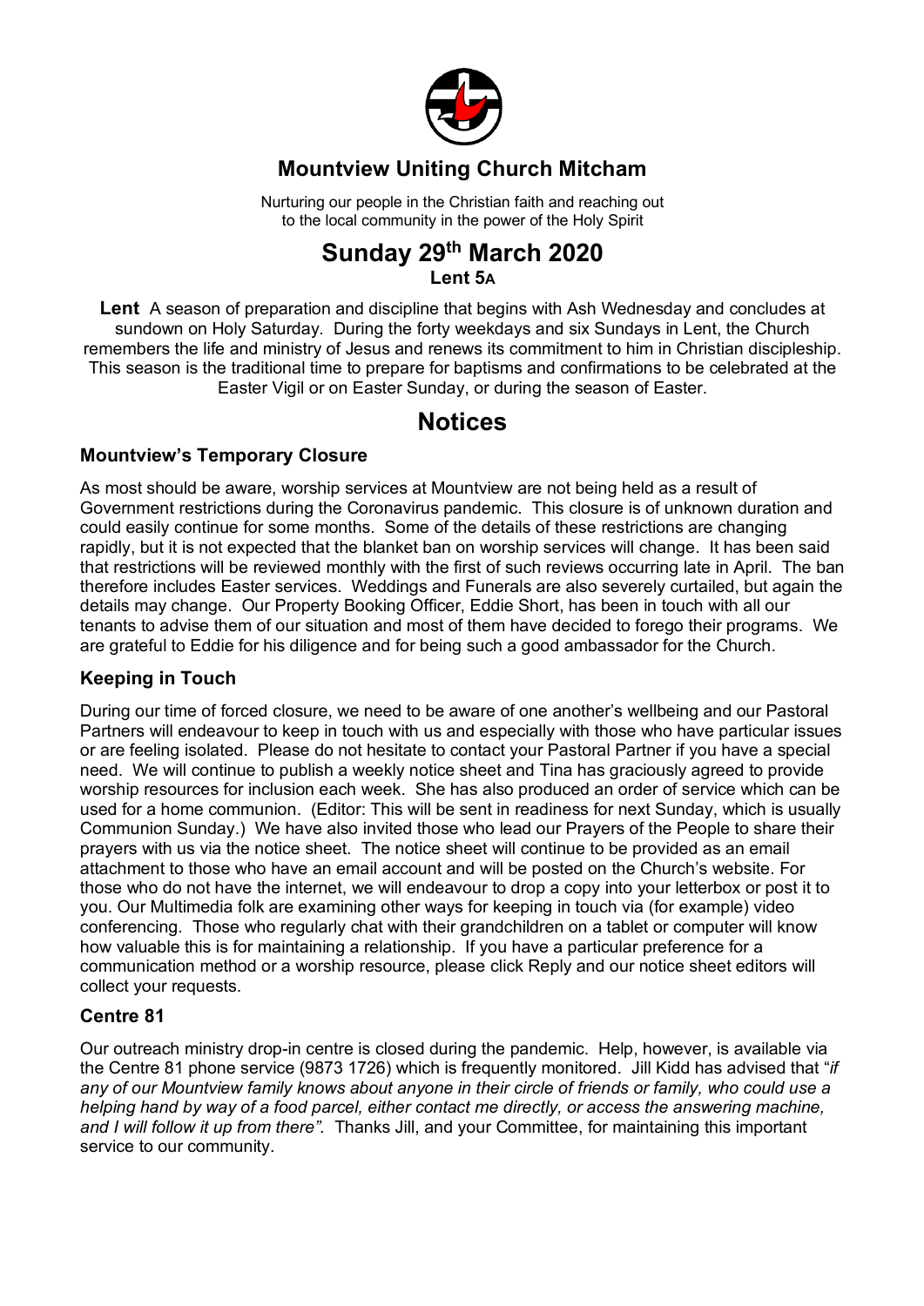# Mountview Uniting Church Mitcham

Nurturing our people in the Christian faith and reaching out to the local community in the power of the Holy Spirit

# Sunday 29th March 2020

**Lent 5A**

**Lent** A season of preparation and discipline that begins with Ash Wednesday and concludes at sundown on Holy Saturday. During the forty weekdays and six Sundays in Lent, the Church remembers the life and ministry of Jesus and renews its commitment to him in Christian discipleship. This season is the traditional time to prepare for baptisms and confirmations to be celebrated at the Easter Vigil or on Easter Sunday, or during the season of Easter.

# Notices

### Mountview's Temporary Closure

As most should be aware, worship services at Mountview are not being held as a result of Government restrictions during the Coronavirus pandemic. This closure is of unknown duration and could easily continue for some months. Some of the details of these restrictions are changing rapidly, but it is not expected that the blanket ban on worship services will change. It has been said that restrictions will be reviewed monthly with the first of such reviews occurring late in April. The ban therefore includes Easter services. Weddings and Funerals are also severely curtailed, but again the details may change. Our Property Booking Officer, Eddie Short, has been in touch with all our tenants to advise them of our situation and most of them have decided to forego their programs. We are grateful to Eddie for his diligence and for being such a good ambassador for the Church.

### Keeping in Touch

During our time of forced closure, we need to be aware of one another's wellbeing and our Pastoral Partners will endeavour to keep in touch with us and especially with those who have particular issues or are feeling isolated. Please do not hesitate to contact your Pastoral Partner if you have a special need. We will continue to publish a weekly notice sheet and Tina has graciously agreed to provide worship resources for inclusion each week. She has also produced an order of service which can be used for a home communion. (Editor: This will be sent in readiness for next Sunday, which is usually Communion Sunday.) We have also invited those who lead our Prayers of the People to share their prayers with us via the notice sheet. The notice sheet will continue to be provided as an email attachment to those who have an email account and will be posted on the Church's website. For those who do not have the internet, we will endeavour to drop a copy into your letterbox or post it to you. Our Multimedia folk are examining other ways for keeping in touch via (for example) video conferencing. Those who regularly chat with their grandchildren on a tablet or computer will know how valuable this is for maintaining a relationship. If you have a particular preference for a communication method or a worship resource, please click Reply and our notice sheet editors will collect your requests.

### Centre 81

Our outreach ministry drop-in centre is closed during the pandemic. Help, however, is available via the Centre 81 phone service (9873 1726) which is frequently monitored. Jill Kidd has advised that "*if any of our Mountview family knows about anyone in their circle of friends or family, who could use a helping hand by way of a food parcel, either contact me directly, or access the answering machine, and I will follow it up from there".* Thanks Jill, and your Committee, for maintaining this important service to our community.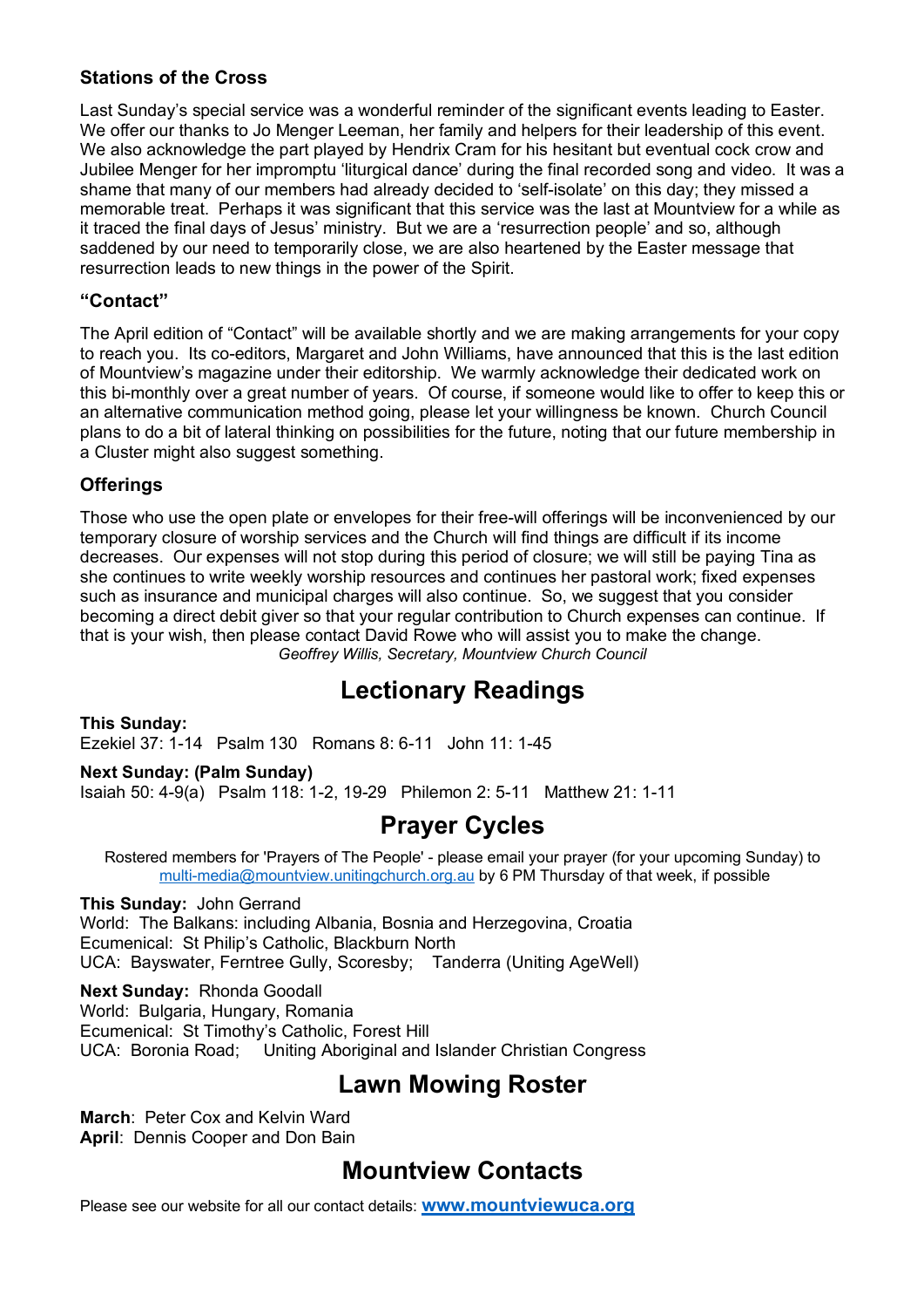### Stations of the Cross

Last Sunday's special service was a wonderful reminder of the significant events leading to Easter. We offer our thanks to Jo Menger Leeman, her family and helpers for their leadership of this event. We also acknowledge the part played by Hendrix Cram for his hesitant but eventual cock crow and Jubilee Menger for her impromptu 'liturgical dance' during the final recorded song and video. It was a shame that many of our members had already decided to 'self-isolate' on this day; they missed a memorable treat. Perhaps it was significant that this service was the last at Mountview for a while as it traced the final days of Jesus' ministry. But we are a 'resurrection people' and so, although saddened by our need to temporarily close, we are also heartened by the Easter message that resurrection leads to new things in the power of the Spirit.

### "Contact"

The April edition of "Contact" will be available shortly and we are making arrangements for your copy to reach you. Its co-editors, Margaret and John Williams, have announced that this is the last edition of Mountview's magazine under their editorship. We warmly acknowledge their dedicated work on this bi-monthly over a great number of years. Of course, if someone would like to offer to keep this or an alternative communication method going, please let your willingness be known. Church Council plans to do a bit of lateral thinking on possibilities for the future, noting that our future membership in a Cluster might also suggest something.

### Offerings

Those who use the open plate or envelopes for their free-will offerings will be inconvenienced by our temporary closure of worship services and the Church will find things are difficult if its income decreases. Our expenses will not stop during this period of closure; we will still be paying Tina as she continues to write weekly worship resources and continues her pastoral work; fixed expenses such as insurance and municipal charges will also continue. So, we suggest that you consider becoming a direct debit giver so that your regular contribution to Church expenses can continue. If that is your wish, then please contact David Rowe who will assist you to make the change.

*Geoffrey Willis, Secretary, Mountview Church Council*

## Lectionary Readings

**This Sunday:**
Ezekiel 37: 1-14 Psalm 130 Romans 8: 6-11 John 11: 1-45

**Next Sunday: (Palm Sunday)**
Isaiah 50: 4-9(a) Psalm 118: 1-2, 19-29 Philemon 2: 5-11 Matthew 21: 1-11

## Prayer Cycles

Rostered members for 'Prayers of The People' - please email your prayer (for your upcoming Sunday) to multi-media@mountview.unitingchurch.org.au by 6 PM Thursday of that week, if possible

**This Sunday:** John Gerrand
World: The Balkans: including Albania, Bosnia and Herzegovina, Croatia
Ecumenical: St Philip's Catholic, Blackburn North
UCA: Bayswater, Ferntree Gully, Scoresby; Tanderra (Uniting AgeWell)

**Next Sunday:** Rhonda Goodall
World: Bulgaria, Hungary, Romania
Ecumenical: St Timothy's Catholic, Forest Hill
UCA: Boronia Road; Uniting Aboriginal and Islander Christian Congress

## Lawn Mowing Roster

**March**: Peter Cox and Kelvin Ward
**April**: Dennis Cooper and Don Bain

## Mountview Contacts

Please see our website for all our contact details: **www.mountviewuca.org**